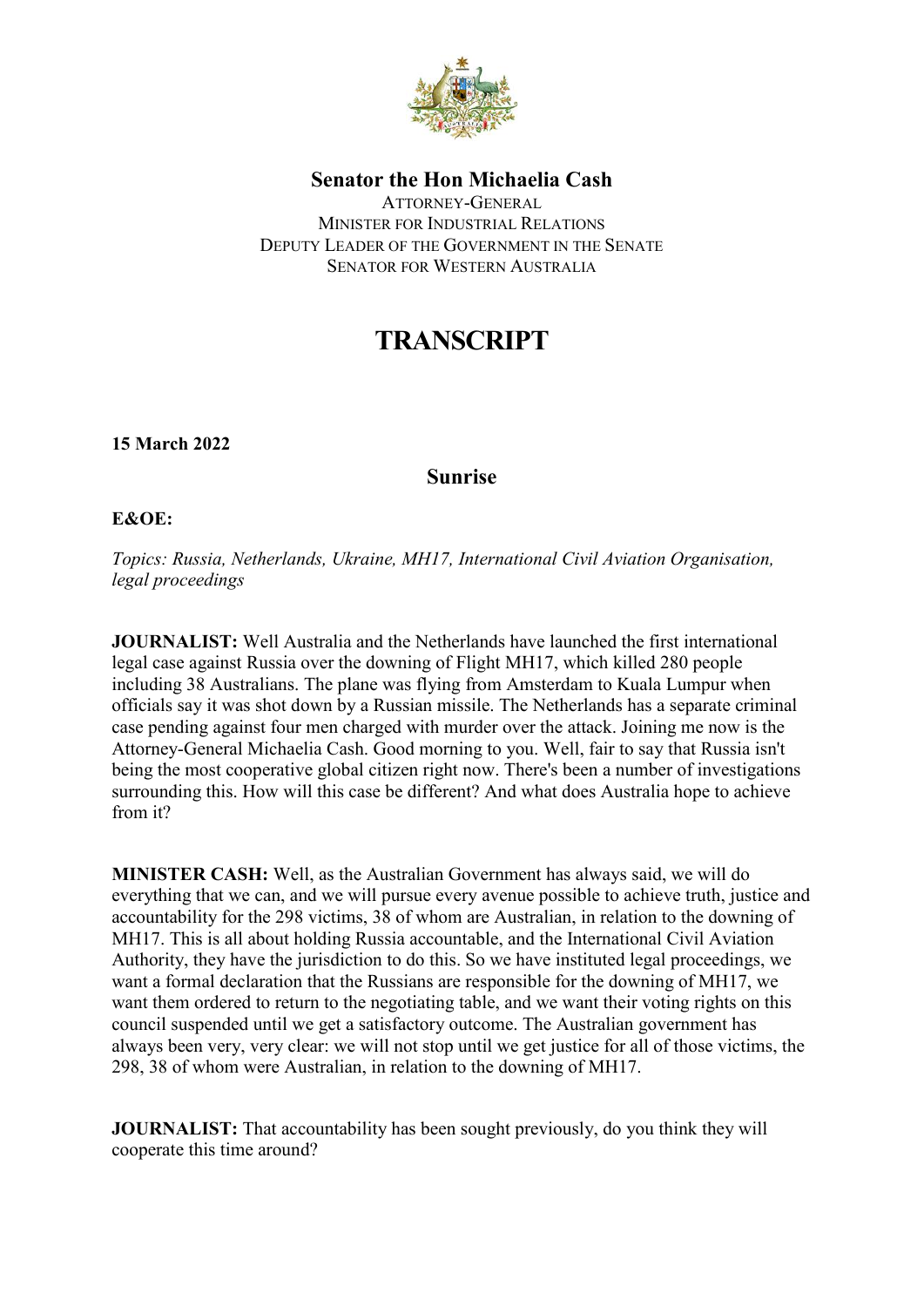**Senator the Hon Michaelia Cash**

ATTORNEY-GENERAL
MINISTER FOR INDUSTRIAL RELATIONS
DEPUTY LEADER OF THE GOVERNMENT IN THE SENATE
SENATOR FOR WESTERN AUSTRALIA

# TRANSCRIPT

**15 March 2022**

## Sunrise

**E&OE:**

*Topics: Russia, Netherlands, Ukraine, MH17, International Civil Aviation Organisation, legal proceedings*

**JOURNALIST:** Well Australia and the Netherlands have launched the first international legal case against Russia over the downing of Flight MH17, which killed 280 people including 38 Australians. The plane was flying from Amsterdam to Kuala Lumpur when officials say it was shot down by a Russian missile. The Netherlands has a separate criminal case pending against four men charged with murder over the attack. Joining me now is the Attorney-General Michaelia Cash. Good morning to you. Well, fair to say that Russia isn't being the most cooperative global citizen right now. There's been a number of investigations surrounding this. How will this case be different? And what does Australia hope to achieve from it?

**MINISTER CASH:** Well, as the Australian Government has always said, we will do everything that we can, and we will pursue every avenue possible to achieve truth, justice and accountability for the 298 victims, 38 of whom are Australian, in relation to the downing of MH17. This is all about holding Russia accountable, and the International Civil Aviation Authority, they have the jurisdiction to do this. So we have instituted legal proceedings, we want a formal declaration that the Russians are responsible for the downing of MH17, we want them ordered to return to the negotiating table, and we want their voting rights on this council suspended until we get a satisfactory outcome. The Australian government has always been very, very clear: we will not stop until we get justice for all of those victims, the 298, 38 of whom were Australian, in relation to the downing of MH17.

**JOURNALIST:** That accountability has been sought previously, do you think they will cooperate this time around?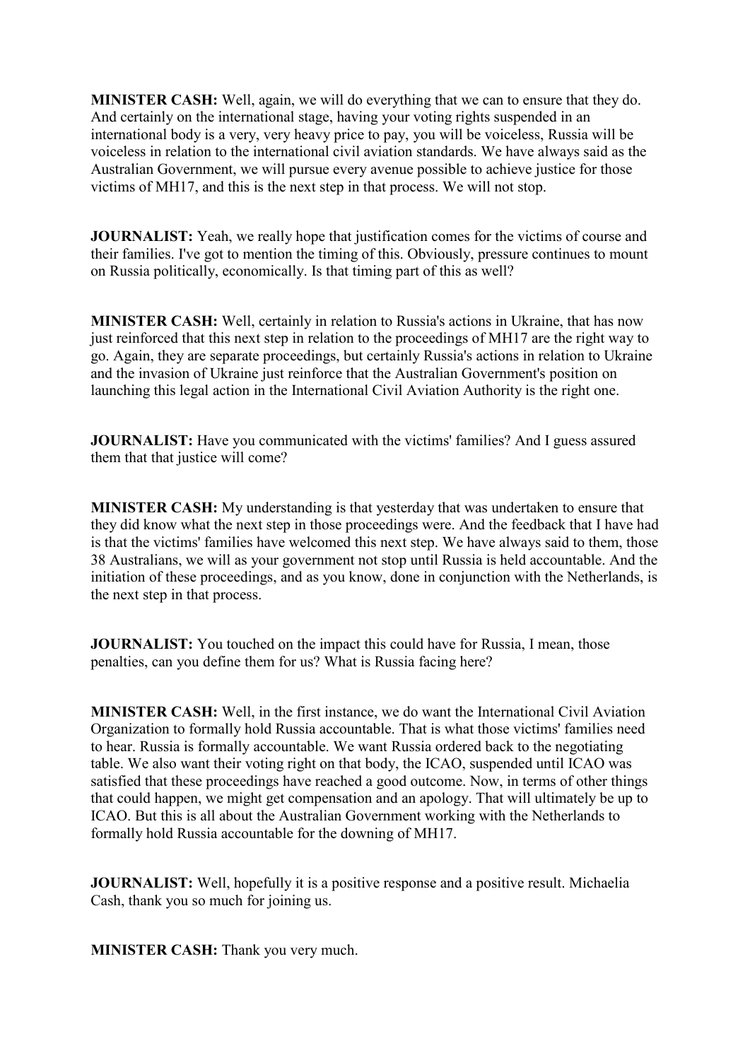**MINISTER CASH:** Well, again, we will do everything that we can to ensure that they do. And certainly on the international stage, having your voting rights suspended in an international body is a very, very heavy price to pay, you will be voiceless, Russia will be voiceless in relation to the international civil aviation standards. We have always said as the Australian Government, we will pursue every avenue possible to achieve justice for those victims of MH17, and this is the next step in that process. We will not stop.

**JOURNALIST:** Yeah, we really hope that justification comes for the victims of course and their families. I've got to mention the timing of this. Obviously, pressure continues to mount on Russia politically, economically. Is that timing part of this as well?

**MINISTER CASH:** Well, certainly in relation to Russia's actions in Ukraine, that has now just reinforced that this next step in relation to the proceedings of MH17 are the right way to go. Again, they are separate proceedings, but certainly Russia's actions in relation to Ukraine and the invasion of Ukraine just reinforce that the Australian Government's position on launching this legal action in the International Civil Aviation Authority is the right one.

**JOURNALIST:** Have you communicated with the victims' families? And I guess assured them that that justice will come?

**MINISTER CASH:** My understanding is that yesterday that was undertaken to ensure that they did know what the next step in those proceedings were. And the feedback that I have had is that the victims' families have welcomed this next step. We have always said to them, those 38 Australians, we will as your government not stop until Russia is held accountable. And the initiation of these proceedings, and as you know, done in conjunction with the Netherlands, is the next step in that process.

**JOURNALIST:** You touched on the impact this could have for Russia, I mean, those penalties, can you define them for us? What is Russia facing here?

**MINISTER CASH:** Well, in the first instance, we do want the International Civil Aviation Organization to formally hold Russia accountable. That is what those victims' families need to hear. Russia is formally accountable. We want Russia ordered back to the negotiating table. We also want their voting right on that body, the ICAO, suspended until ICAO was satisfied that these proceedings have reached a good outcome. Now, in terms of other things that could happen, we might get compensation and an apology. That will ultimately be up to ICAO. But this is all about the Australian Government working with the Netherlands to formally hold Russia accountable for the downing of MH17.

**JOURNALIST:** Well, hopefully it is a positive response and a positive result. Michaelia Cash, thank you so much for joining us.

**MINISTER CASH:** Thank you very much.